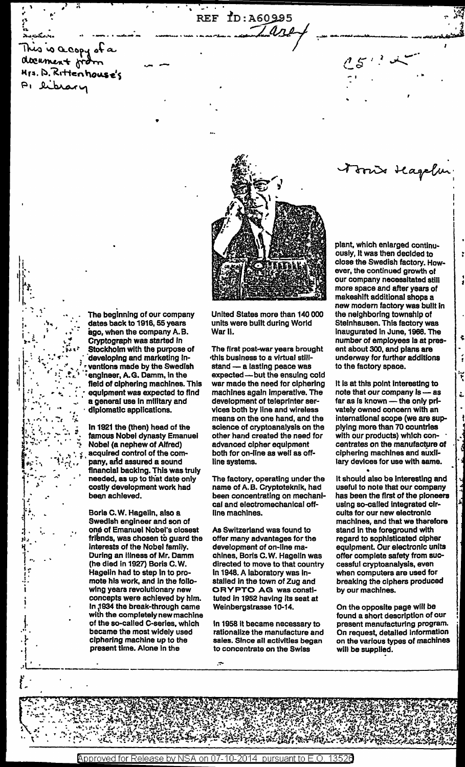REF ID:A60995

This is a copy of a document from Mrs. D. Rittenhouse's PI library

Boris Hagelin

The beginning of our company dates back to 1916, 55 years ago, when the company A.B. Cryptograph was started in Stockholm with the purpose of developing and marketing inventions made by the Swedish engineer, A.G. Damm, in the field of ciphering machines. This equipment was expected to find a general use in military and diplomatic applications.

In 1921 the (then) head of the famous Nobel dynasty Emanuel Nobel (a nephew of Alfred) acquired control of the company, and assured a sound financial backing. This was truly needed, as up to that date only costly development work had been achieved.

Boris C.W. Hagelin, also a Swedish engineer and son of one of Emanuel Nobel's closest friends, was chosen to guard the interests of the Nobel family. During an illness of Mr. Damm (he died in 1927) Boris C.W. Hagelin had to step in to promote his work, and in the following years revolutionary new concepts were achieved by him. In 1934 the break-through came with the completely new machine of the so-called C-series, which became the most widely used ciphering machine up to the present time. Alone in the United States more than 140 000 units were built during World War II.

The first post-war years brought this business to a virtual still-stand — a lasting peace was expected — but the ensuing cold war made the need for ciphering machines again imperative. The development of teleprinter services both by line and wireless means on the one hand, and the science of cryptoanalysis on the other hand created the need for advanced cipher equipment both for on-line as well as off-line systems.

The factory, operating under the name of A.B. Cryptoteknik, had been concentrating on mechanical and electromechanical off-line machines.

As Switzerland was found to offer many advantages for the development of on-line machines, Boris C.W. Hagelin was directed to move to that country in 1948. A laboratory was installed in the town of Zug and CRYPTO AG was constituted in 1952 having its seat at Weinbergstrasse 10-14.

In 1958 it became necessary to rationalize the manufacture and sales. Since all activities began to concentrate on the Swiss plant, which enlarged continuously, it was then decided to close the Swedish factory. However, the continued growth of our company necessitated still more space and after years of makeshift additional shops a new modern factory was built in the neighboring township of Steinhausen. This factory was inaugurated in June, 1966. The number of employees is at present about 300, and plans are underway for further additions to the factory space.

It is at this point interesting to note that our company is — as far as is known — the only privately owned concern with an international scope (we are supplying more than 70 countries with our products) which concentrates on the manufacture of ciphering machines and auxiliary devices for use with same.

It should also be interesting and useful to note that our company has been the first of the pioneers using so-called integrated circuits for our new electronic machines, and that we therefore stand in the foreground with regard to sophisticated cipher equipment. Our electronic units offer complete safety from successful cryptoanalysis, even when computers are used for breaking the ciphers produced by our machines.

On the opposite page will be found a short description of our present manufacturing program. On request, detailed information on the various types of machines will be supplied.

Approved for Release by NSA on 07-10-2014 pursuant to E.O. 13526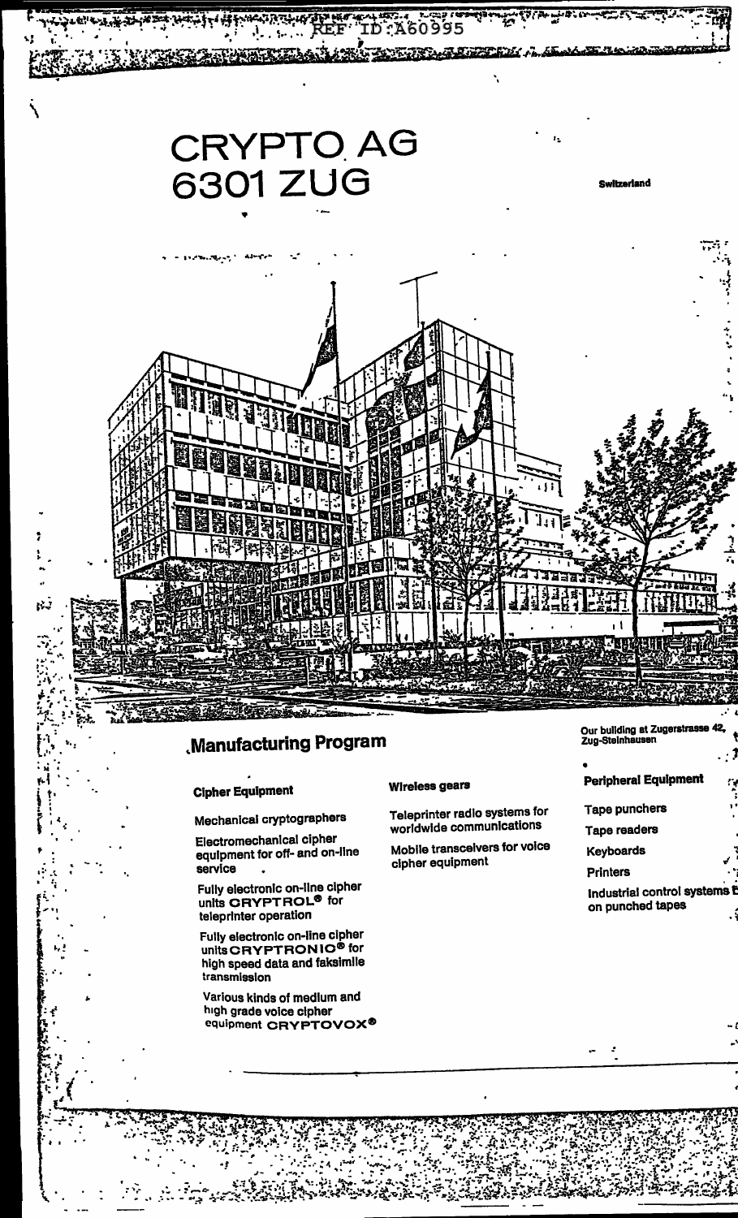REF ID:A60995

# CRYPTO AG
# 6301 ZUG

Switzerland

Our building at Zugerstrasse 42, Zug-Steinhausen

## Manufacturing Program

### Cipher Equipment

Mechanical cryptographers

Electromechanical cipher equipment for off- and on-line service

Fully electronic on-line cipher units CRYPTROL® for teleprinter operation

Fully electronic on-line cipher units CRYPTRONIC® for high speed data and faksimile transmission

Various kinds of medium and high grade voice cipher equipment CRYPTOVOX®

### Wireless gears

Teleprinter radio systems for worldwide communications

Mobile transceivers for voice cipher equipment

### Peripheral Equipment

Tape punchers

Tape readers

Keyboards

Printers

Industrial control systems b on punched tapes